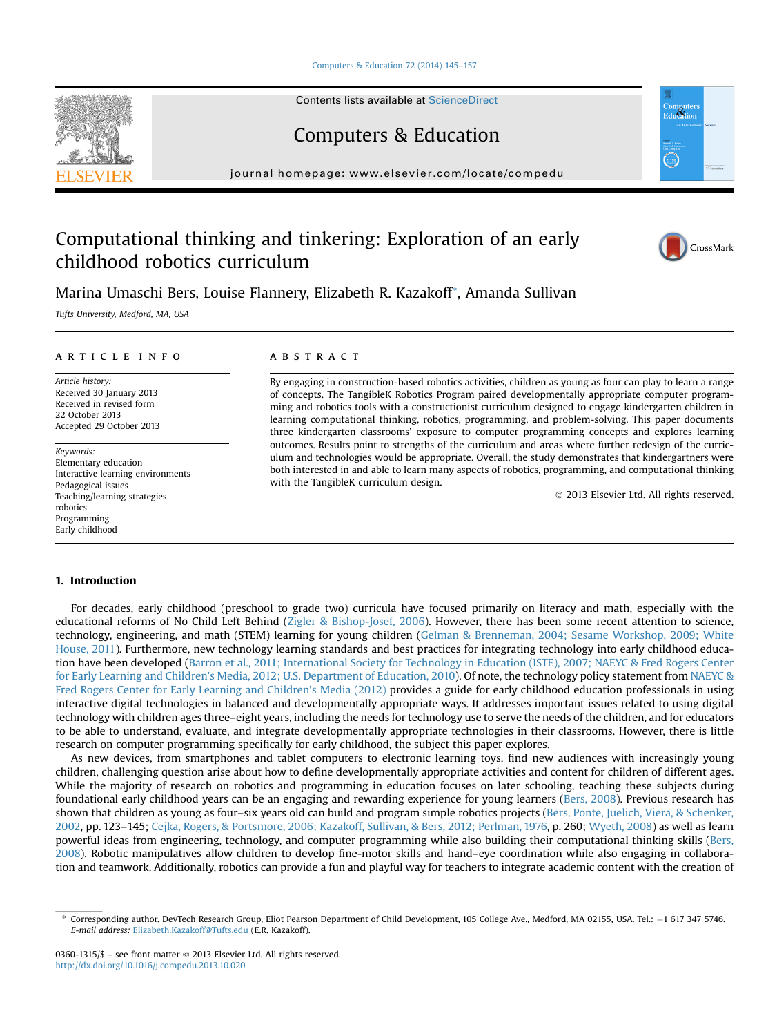# Computational thinking and tinkering: Exploration of an early childhood robotics curriculum

Marina Umaschi Bers, Louise Flannery, Elizabeth R. Kazakoff*, Amanda Sullivan

*Tufts University, Medford, MA, USA*

**ARTICLE INFO**

*Article history:*
Received 30 January 2013
Received in revised form
22 October 2013
Accepted 29 October 2013

*Keywords:*
Elementary education
Interactive learning environments
Pedagogical issues
Teaching/learning strategies
robotics
Programming
Early childhood

**ABSTRACT**

By engaging in construction-based robotics activities, children as young as four can play to learn a range of concepts. The TangibleK Robotics Program paired developmentally appropriate computer programming and robotics tools with a constructionist curriculum designed to engage kindergarten children in learning computational thinking, robotics, programming, and problem-solving. This paper documents three kindergarten classrooms' exposure to computer programming concepts and explores learning outcomes. Results point to strengths of the curriculum and areas where further redesign of the curriculum and technologies would be appropriate. Overall, the study demonstrates that kindergartners were both interested in and able to learn many aspects of robotics, programming, and computational thinking with the TangibleK curriculum design.

© 2013 Elsevier Ltd. All rights reserved.

## 1. Introduction

For decades, early childhood (preschool to grade two) curricula have focused primarily on literacy and math, especially with the educational reforms of No Child Left Behind (Zigler & Bishop-Josef, 2006). However, there has been some recent attention to science, technology, engineering, and math (STEM) learning for young children (Gelman & Brenneman, 2004; Sesame Workshop, 2009; White House, 2011). Furthermore, new technology learning standards and best practices for integrating technology into early childhood education have been developed (Barron et al., 2011; International Society for Technology in Education (ISTE), 2007; NAEYC & Fred Rogers Center for Early Learning and Children's Media, 2012; U.S. Department of Education, 2010). Of note, the technology policy statement from NAEYC & Fred Rogers Center for Early Learning and Children's Media (2012) provides a guide for early childhood education professionals in using interactive digital technologies in balanced and developmentally appropriate ways. It addresses important issues related to using digital technology with children ages three–eight years, including the needs for technology use to serve the needs of the children, and for educators to be able to understand, evaluate, and integrate developmentally appropriate technologies in their classrooms. However, there is little research on computer programming specifically for early childhood, the subject this paper explores.

As new devices, from smartphones and tablet computers to electronic learning toys, find new audiences with increasingly young children, challenging question arise about how to define developmentally appropriate activities and content for children of different ages. While the majority of research on robotics and programming in education focuses on later schooling, teaching these subjects during foundational early childhood years can be an engaging and rewarding experience for young learners (Bers, 2008). Previous research has shown that children as young as four–six years old can build and program simple robotics projects (Bers, Ponte, Juelich, Viera, & Schenker, 2002, pp. 123–145; Cejka, Rogers, & Portsmore, 2006; Kazakoff, Sullivan, & Bers, 2012; Perlman, 1976, p. 260; Wyeth, 2008) as well as learn powerful ideas from engineering, technology, and computer programming while also building their computational thinking skills (Bers, 2008). Robotic manipulatives allow children to develop fine-motor skills and hand–eye coordination while also engaging in collaboration and teamwork. Additionally, robotics can provide a fun and playful way for teachers to integrate academic content with the creation of

---

* Corresponding author. DevTech Research Group, Eliot Pearson Department of Child Development, 105 College Ave., Medford, MA 02155, USA. Tel.: +1 617 347 5746.
*E-mail address:* Elizabeth.Kazakoff@Tufts.edu (E.R. Kazakoff).

0360-1315/$ – see front matter © 2013 Elsevier Ltd. All rights reserved.
http://dx.doi.org/10.1016/j.compedu.2013.10.020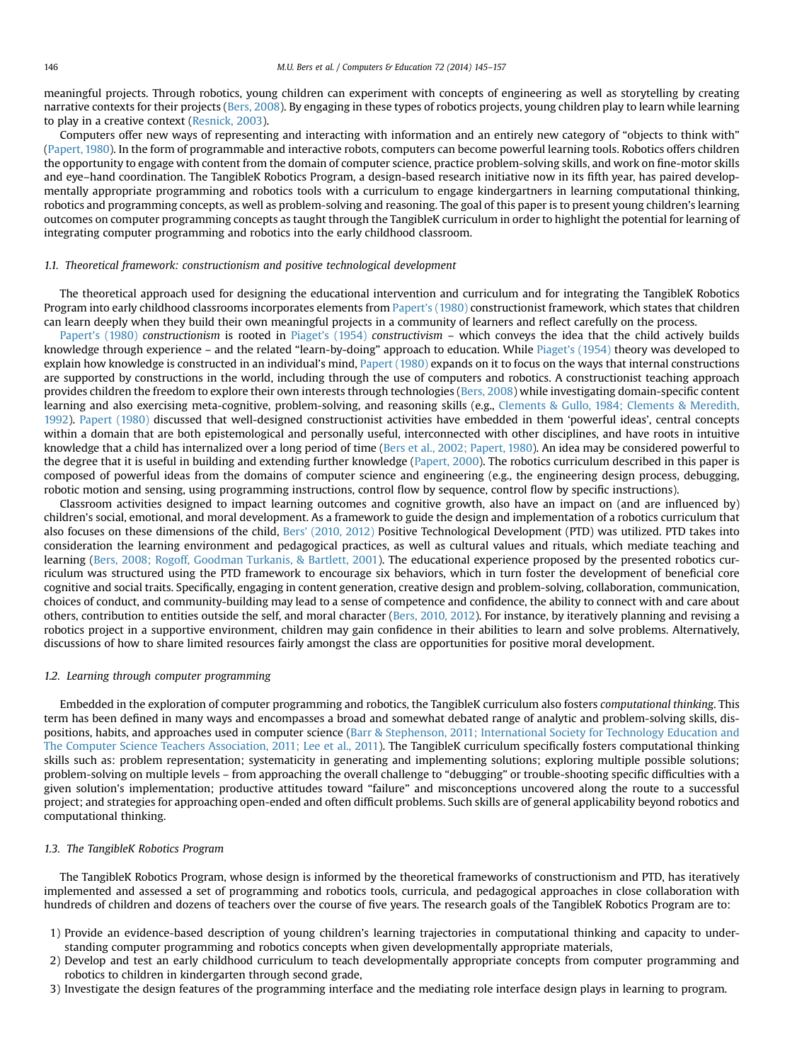meaningful projects. Through robotics, young children can experiment with concepts of engineering as well as storytelling by creating narrative contexts for their projects (Bers, 2008). By engaging in these types of robotics projects, young children play to learn while learning to play in a creative context (Resnick, 2003).

Computers offer new ways of representing and interacting with information and an entirely new category of "objects to think with" (Papert, 1980). In the form of programmable and interactive robots, computers can become powerful learning tools. Robotics offers children the opportunity to engage with content from the domain of computer science, practice problem-solving skills, and work on fine-motor skills and eye–hand coordination. The TangibleK Robotics Program, a design-based research initiative now in its fifth year, has paired developmentally appropriate programming and robotics tools with a curriculum to engage kindergartners in learning computational thinking, robotics and programming concepts, as well as problem-solving and reasoning. The goal of this paper is to present young children's learning outcomes on computer programming concepts as taught through the TangibleK curriculum in order to highlight the potential for learning of integrating computer programming and robotics into the early childhood classroom.

### 1.1. Theoretical framework: constructionism and positive technological development

The theoretical approach used for designing the educational intervention and curriculum and for integrating the TangibleK Robotics Program into early childhood classrooms incorporates elements from Papert's (1980) constructionist framework, which states that children can learn deeply when they build their own meaningful projects in a community of learners and reflect carefully on the process.

Papert's (1980) *constructionism* is rooted in Piaget's (1954) *constructivism* – which conveys the idea that the child actively builds knowledge through experience – and the related "learn-by-doing" approach to education. While Piaget's (1954) theory was developed to explain how knowledge is constructed in an individual's mind, Papert (1980) expands on it to focus on the ways that internal constructions are supported by constructions in the world, including through the use of computers and robotics. A constructionist teaching approach provides children the freedom to explore their own interests through technologies (Bers, 2008) while investigating domain-specific content learning and also exercising meta-cognitive, problem-solving, and reasoning skills (e.g., Clements & Gullo, 1984; Clements & Meredith, 1992). Papert (1980) discussed that well-designed constructionist activities have embedded in them 'powerful ideas', central concepts within a domain that are both epistemological and personally useful, interconnected with other disciplines, and have roots in intuitive knowledge that a child has internalized over a long period of time (Bers et al., 2002; Papert, 1980). An idea may be considered powerful to the degree that it is useful in building and extending further knowledge (Papert, 2000). The robotics curriculum described in this paper is composed of powerful ideas from the domains of computer science and engineering (e.g., the engineering design process, debugging, robotic motion and sensing, using programming instructions, control flow by sequence, control flow by specific instructions).

Classroom activities designed to impact learning outcomes and cognitive growth, also have an impact on (and are influenced by) children's social, emotional, and moral development. As a framework to guide the design and implementation of a robotics curriculum that also focuses on these dimensions of the child, Bers' (2010, 2012) Positive Technological Development (PTD) was utilized. PTD takes into consideration the learning environment and pedagogical practices, as well as cultural values and rituals, which mediate teaching and learning (Bers, 2008; Rogoff, Goodman Turkanis, & Bartlett, 2001). The educational experience proposed by the presented robotics curriculum was structured using the PTD framework to encourage six behaviors, which in turn foster the development of beneficial core cognitive and social traits. Specifically, engaging in content generation, creative design and problem-solving, collaboration, communication, choices of conduct, and community-building may lead to a sense of competence and confidence, the ability to connect with and care about others, contribution to entities outside the self, and moral character (Bers, 2010, 2012). For instance, by iteratively planning and revising a robotics project in a supportive environment, children may gain confidence in their abilities to learn and solve problems. Alternatively, discussions of how to share limited resources fairly amongst the class are opportunities for positive moral development.

### 1.2. Learning through computer programming

Embedded in the exploration of computer programming and robotics, the TangibleK curriculum also fosters *computational thinking*. This term has been defined in many ways and encompasses a broad and somewhat debated range of analytic and problem-solving skills, dispositions, habits, and approaches used in computer science (Barr & Stephenson, 2011; International Society for Technology Education and The Computer Science Teachers Association, 2011; Lee et al., 2011). The TangibleK curriculum specifically fosters computational thinking skills such as: problem representation; systematicity in generating and implementing solutions; exploring multiple possible solutions; problem-solving on multiple levels – from approaching the overall challenge to "debugging" or trouble-shooting specific difficulties with a given solution's implementation; productive attitudes toward "failure" and misconceptions uncovered along the route to a successful project; and strategies for approaching open-ended and often difficult problems. Such skills are of general applicability beyond robotics and computational thinking.

### 1.3. The TangibleK Robotics Program

The TangibleK Robotics Program, whose design is informed by the theoretical frameworks of constructionism and PTD, has iteratively implemented and assessed a set of programming and robotics tools, curricula, and pedagogical approaches in close collaboration with hundreds of children and dozens of teachers over the course of five years. The research goals of the TangibleK Robotics Program are to:

1) Provide an evidence-based description of young children's learning trajectories in computational thinking and capacity to understanding computer programming and robotics concepts when given developmentally appropriate materials,
2) Develop and test an early childhood curriculum to teach developmentally appropriate concepts from computer programming and robotics to children in kindergarten through second grade,
3) Investigate the design features of the programming interface and the mediating role interface design plays in learning to program.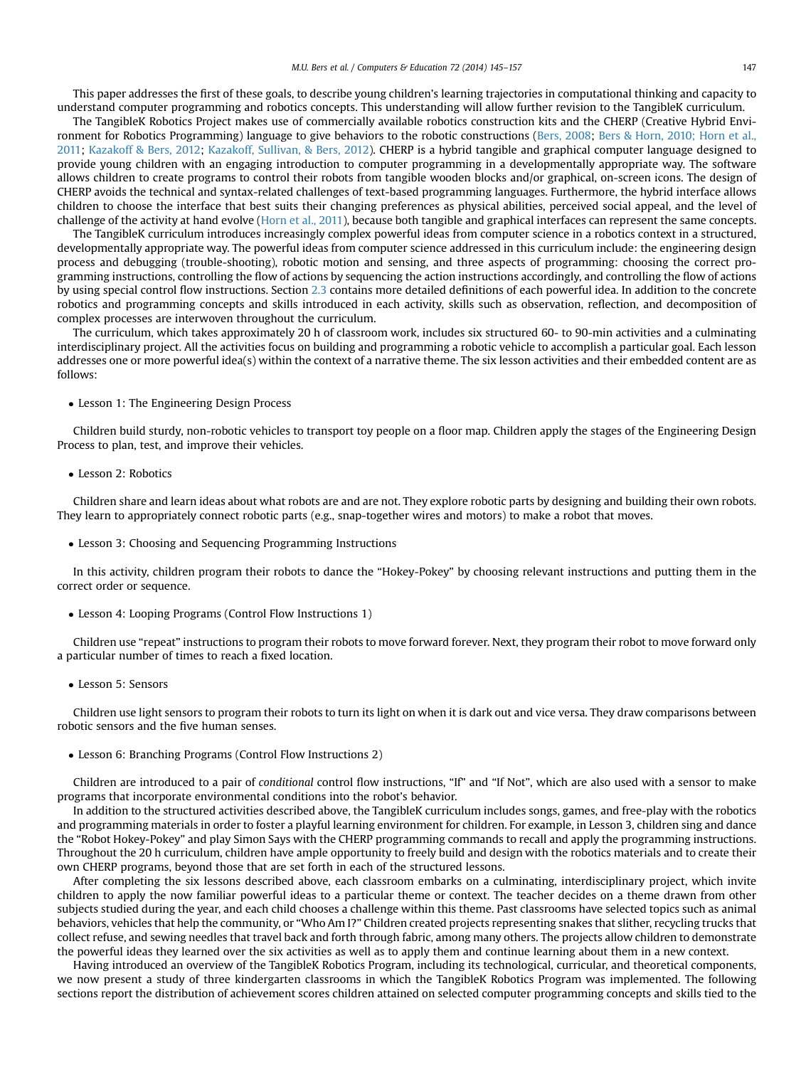This paper addresses the first of these goals, to describe young children's learning trajectories in computational thinking and capacity to understand computer programming and robotics concepts. This understanding will allow further revision to the TangibleK curriculum.

The TangibleK Robotics Project makes use of commercially available robotics construction kits and the CHERP (Creative Hybrid Environment for Robotics Programming) language to give behaviors to the robotic constructions (Bers, 2008; Bers & Horn, 2010; Horn et al., 2011; Kazakoff & Bers, 2012; Kazakoff, Sullivan, & Bers, 2012). CHERP is a hybrid tangible and graphical computer language designed to provide young children with an engaging introduction to computer programming in a developmentally appropriate way. The software allows children to create programs to control their robots from tangible wooden blocks and/or graphical, on-screen icons. The design of CHERP avoids the technical and syntax-related challenges of text-based programming languages. Furthermore, the hybrid interface allows children to choose the interface that best suits their changing preferences as physical abilities, perceived social appeal, and the level of challenge of the activity at hand evolve (Horn et al., 2011), because both tangible and graphical interfaces can represent the same concepts.

The TangibleK curriculum introduces increasingly complex powerful ideas from computer science in a robotics context in a structured, developmentally appropriate way. The powerful ideas from computer science addressed in this curriculum include: the engineering design process and debugging (trouble-shooting), robotic motion and sensing, and three aspects of programming: choosing the correct programming instructions, controlling the flow of actions by sequencing the action instructions accordingly, and controlling the flow of actions by using special control flow instructions. Section 2.3 contains more detailed definitions of each powerful idea. In addition to the concrete robotics and programming concepts and skills introduced in each activity, skills such as observation, reflection, and decomposition of complex processes are interwoven throughout the curriculum.

The curriculum, which takes approximately 20 h of classroom work, includes six structured 60- to 90-min activities and a culminating interdisciplinary project. All the activities focus on building and programming a robotic vehicle to accomplish a particular goal. Each lesson addresses one or more powerful idea(s) within the context of a narrative theme. The six lesson activities and their embedded content are as follows:

- Lesson 1: The Engineering Design Process

Children build sturdy, non-robotic vehicles to transport toy people on a floor map. Children apply the stages of the Engineering Design Process to plan, test, and improve their vehicles.

- Lesson 2: Robotics

Children share and learn ideas about what robots are and are not. They explore robotic parts by designing and building their own robots. They learn to appropriately connect robotic parts (e.g., snap-together wires and motors) to make a robot that moves.

- Lesson 3: Choosing and Sequencing Programming Instructions

In this activity, children program their robots to dance the "Hokey-Pokey" by choosing relevant instructions and putting them in the correct order or sequence.

- Lesson 4: Looping Programs (Control Flow Instructions 1)

Children use "repeat" instructions to program their robots to move forward forever. Next, they program their robot to move forward only a particular number of times to reach a fixed location.

- Lesson 5: Sensors

Children use light sensors to program their robots to turn its light on when it is dark out and vice versa. They draw comparisons between robotic sensors and the five human senses.

- Lesson 6: Branching Programs (Control Flow Instructions 2)

Children are introduced to a pair of *conditional* control flow instructions, "If" and "If Not", which are also used with a sensor to make programs that incorporate environmental conditions into the robot's behavior.

In addition to the structured activities described above, the TangibleK curriculum includes songs, games, and free-play with the robotics and programming materials in order to foster a playful learning environment for children. For example, in Lesson 3, children sing and dance the "Robot Hokey-Pokey" and play Simon Says with the CHERP programming commands to recall and apply the programming instructions. Throughout the 20 h curriculum, children have ample opportunity to freely build and design with the robotics materials and to create their own CHERP programs, beyond those that are set forth in each of the structured lessons.

After completing the six lessons described above, each classroom embarks on a culminating, interdisciplinary project, which invite children to apply the now familiar powerful ideas to a particular theme or context. The teacher decides on a theme drawn from other subjects studied during the year, and each child chooses a challenge within this theme. Past classrooms have selected topics such as animal behaviors, vehicles that help the community, or "Who Am I?" Children created projects representing snakes that slither, recycling trucks that collect refuse, and sewing needles that travel back and forth through fabric, among many others. The projects allow children to demonstrate the powerful ideas they learned over the six activities as well as to apply them and continue learning about them in a new context.

Having introduced an overview of the TangibleK Robotics Program, including its technological, curricular, and theoretical components, we now present a study of three kindergarten classrooms in which the TangibleK Robotics Program was implemented. The following sections report the distribution of achievement scores children attained on selected computer programming concepts and skills tied to the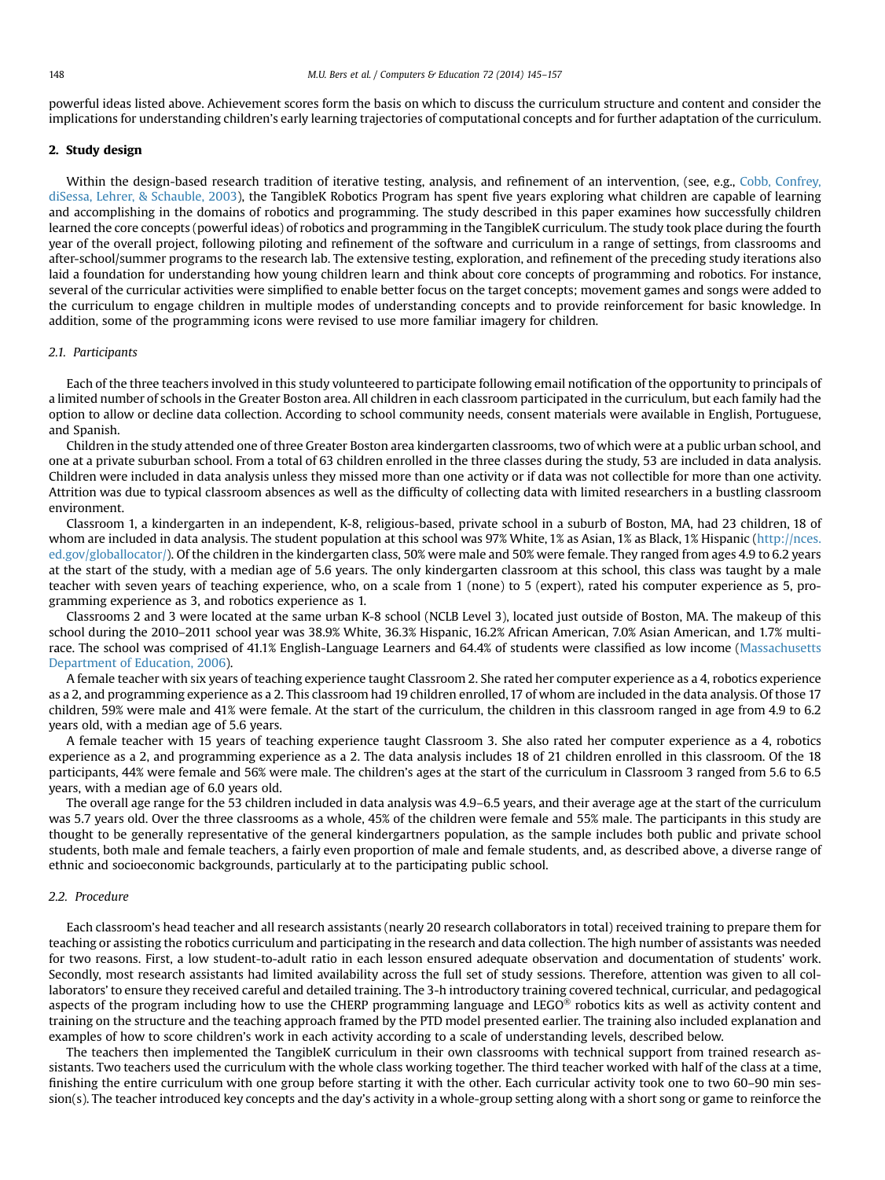powerful ideas listed above. Achievement scores form the basis on which to discuss the curriculum structure and content and consider the implications for understanding children's early learning trajectories of computational concepts and for further adaptation of the curriculum.

## 2. Study design

Within the design-based research tradition of iterative testing, analysis, and refinement of an intervention, (see, e.g., Cobb, Confrey, diSessa, Lehrer, & Schauble, 2003), the TangibleK Robotics Program has spent five years exploring what children are capable of learning and accomplishing in the domains of robotics and programming. The study described in this paper examines how successfully children learned the core concepts (powerful ideas) of robotics and programming in the TangibleK curriculum. The study took place during the fourth year of the overall project, following piloting and refinement of the software and curriculum in a range of settings, from classrooms and after-school/summer programs to the research lab. The extensive testing, exploration, and refinement of the preceding study iterations also laid a foundation for understanding how young children learn and think about core concepts of programming and robotics. For instance, several of the curricular activities were simplified to enable better focus on the target concepts; movement games and songs were added to the curriculum to engage children in multiple modes of understanding concepts and to provide reinforcement for basic knowledge. In addition, some of the programming icons were revised to use more familiar imagery for children.

### 2.1. Participants

Each of the three teachers involved in this study volunteered to participate following email notification of the opportunity to principals of a limited number of schools in the Greater Boston area. All children in each classroom participated in the curriculum, but each family had the option to allow or decline data collection. According to school community needs, consent materials were available in English, Portuguese, and Spanish.

Children in the study attended one of three Greater Boston area kindergarten classrooms, two of which were at a public urban school, and one at a private suburban school. From a total of 63 children enrolled in the three classes during the study, 53 are included in data analysis. Children were included in data analysis unless they missed more than one activity or if data was not collectible for more than one activity. Attrition was due to typical classroom absences as well as the difficulty of collecting data with limited researchers in a bustling classroom environment.

Classroom 1, a kindergarten in an independent, K-8, religious-based, private school in a suburb of Boston, MA, had 23 children, 18 of whom are included in data analysis. The student population at this school was 97% White, 1% as Asian, 1% as Black, 1% Hispanic (http://nces.ed.gov/globallocator/). Of the children in the kindergarten class, 50% were male and 50% were female. They ranged from ages 4.9 to 6.2 years at the start of the study, with a median age of 5.6 years. The only kindergarten classroom at this school, this class was taught by a male teacher with seven years of teaching experience, who, on a scale from 1 (none) to 5 (expert), rated his computer experience as 5, programming experience as 3, and robotics experience as 1.

Classrooms 2 and 3 were located at the same urban K-8 school (NCLB Level 3), located just outside of Boston, MA. The makeup of this school during the 2010–2011 school year was 38.9% White, 36.3% Hispanic, 16.2% African American, 7.0% Asian American, and 1.7% multi-race. The school was comprised of 41.1% English-Language Learners and 64.4% of students were classified as low income (Massachusetts Department of Education, 2006).

A female teacher with six years of teaching experience taught Classroom 2. She rated her computer experience as a 4, robotics experience as a 2, and programming experience as a 2. This classroom had 19 children enrolled, 17 of whom are included in the data analysis. Of those 17 children, 59% were male and 41% were female. At the start of the curriculum, the children in this classroom ranged in age from 4.9 to 6.2 years old, with a median age of 5.6 years.

A female teacher with 15 years of teaching experience taught Classroom 3. She also rated her computer experience as a 4, robotics experience as a 2, and programming experience as a 2. The data analysis includes 18 of 21 children enrolled in this classroom. Of the 18 participants, 44% were female and 56% were male. The children's ages at the start of the curriculum in Classroom 3 ranged from 5.6 to 6.5 years, with a median age of 6.0 years old.

The overall age range for the 53 children included in data analysis was 4.9–6.5 years, and their average age at the start of the curriculum was 5.7 years old. Over the three classrooms as a whole, 45% of the children were female and 55% male. The participants in this study are thought to be generally representative of the general kindergartners population, as the sample includes both public and private school students, both male and female teachers, a fairly even proportion of male and female students, and, as described above, a diverse range of ethnic and socioeconomic backgrounds, particularly at to the participating public school.

### 2.2. Procedure

Each classroom's head teacher and all research assistants (nearly 20 research collaborators in total) received training to prepare them for teaching or assisting the robotics curriculum and participating in the research and data collection. The high number of assistants was needed for two reasons. First, a low student-to-adult ratio in each lesson ensured adequate observation and documentation of students' work. Secondly, most research assistants had limited availability across the full set of study sessions. Therefore, attention was given to all collaborators' to ensure they received careful and detailed training. The 3-h introductory training covered technical, curricular, and pedagogical aspects of the program including how to use the CHERP programming language and LEGO® robotics kits as well as activity content and training on the structure and the teaching approach framed by the PTD model presented earlier. The training also included explanation and examples of how to score children's work in each activity according to a scale of understanding levels, described below.

The teachers then implemented the TangibleK curriculum in their own classrooms with technical support from trained research assistants. Two teachers used the curriculum with the whole class working together. The third teacher worked with half of the class at a time, finishing the entire curriculum with one group before starting it with the other. Each curricular activity took one to two 60–90 min session(s). The teacher introduced key concepts and the day's activity in a whole-group setting along with a short song or game to reinforce the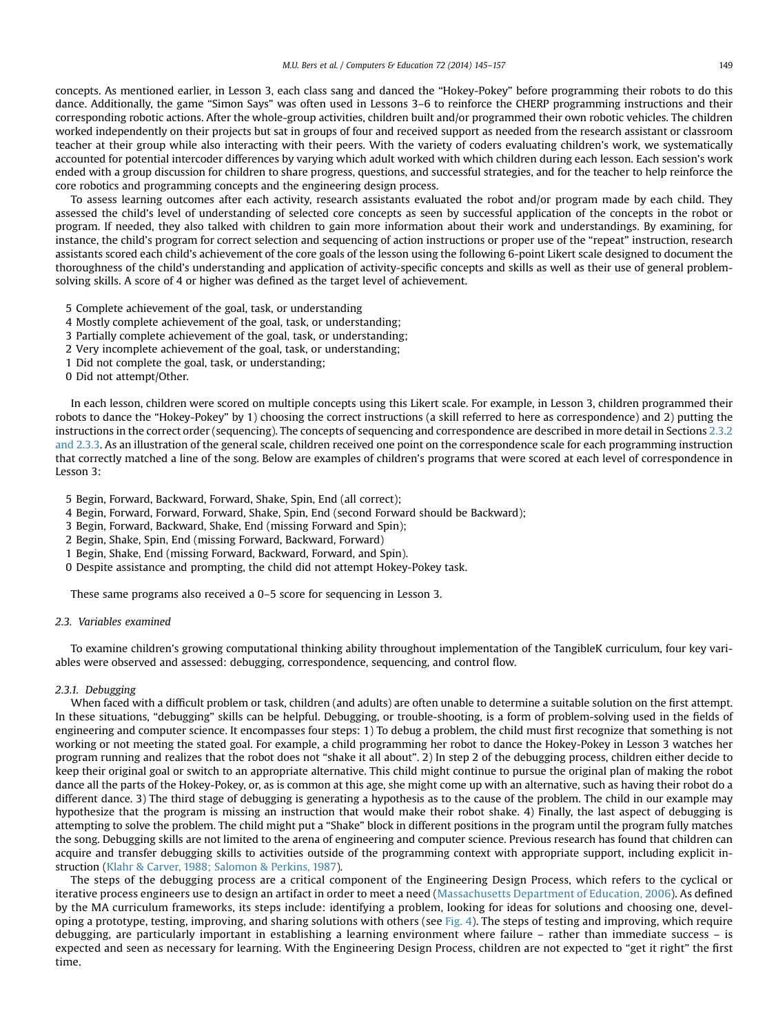concepts. As mentioned earlier, in Lesson 3, each class sang and danced the "Hokey-Pokey" before programming their robots to do this dance. Additionally, the game "Simon Says" was often used in Lessons 3–6 to reinforce the CHERP programming instructions and their corresponding robotic actions. After the whole-group activities, children built and/or programmed their own robotic vehicles. The children worked independently on their projects but sat in groups of four and received support as needed from the research assistant or classroom teacher at their group while also interacting with their peers. With the variety of coders evaluating children's work, we systematically accounted for potential intercoder differences by varying which adult worked with which children during each lesson. Each session's work ended with a group discussion for children to share progress, questions, and successful strategies, and for the teacher to help reinforce the core robotics and programming concepts and the engineering design process.

To assess learning outcomes after each activity, research assistants evaluated the robot and/or program made by each child. They assessed the child's level of understanding of selected core concepts as seen by successful application of the concepts in the robot or program. If needed, they also talked with children to gain more information about their work and understandings. By examining, for instance, the child's program for correct selection and sequencing of action instructions or proper use of the "repeat" instruction, research assistants scored each child's achievement of the core goals of the lesson using the following 6-point Likert scale designed to document the thoroughness of the child's understanding and application of activity-specific concepts and skills as well as their use of general problem-solving skills. A score of 4 or higher was defined as the target level of achievement.

5 Complete achievement of the goal, task, or understanding
4 Mostly complete achievement of the goal, task, or understanding;
3 Partially complete achievement of the goal, task, or understanding;
2 Very incomplete achievement of the goal, task, or understanding;
1 Did not complete the goal, task, or understanding;
0 Did not attempt/Other.

In each lesson, children were scored on multiple concepts using this Likert scale. For example, in Lesson 3, children programmed their robots to dance the "Hokey-Pokey" by 1) choosing the correct instructions (a skill referred to here as correspondence) and 2) putting the instructions in the correct order (sequencing). The concepts of sequencing and correspondence are described in more detail in Sections 2.3.2 and 2.3.3. As an illustration of the general scale, children received one point on the correspondence scale for each programming instruction that correctly matched a line of the song. Below are examples of children's programs that were scored at each level of correspondence in Lesson 3:

5 Begin, Forward, Backward, Forward, Shake, Spin, End (all correct);
4 Begin, Forward, Forward, Forward, Shake, Spin, End (second Forward should be Backward);
3 Begin, Forward, Backward, Shake, End (missing Forward and Spin);
2 Begin, Shake, Spin, End (missing Forward, Backward, Forward)
1 Begin, Shake, End (missing Forward, Backward, Forward, and Spin).
0 Despite assistance and prompting, the child did not attempt Hokey-Pokey task.

These same programs also received a 0–5 score for sequencing in Lesson 3.

### 2.3. Variables examined

To examine children's growing computational thinking ability throughout implementation of the TangibleK curriculum, four key variables were observed and assessed: debugging, correspondence, sequencing, and control flow.

#### 2.3.1. Debugging

When faced with a difficult problem or task, children (and adults) are often unable to determine a suitable solution on the first attempt. In these situations, "debugging" skills can be helpful. Debugging, or trouble-shooting, is a form of problem-solving used in the fields of engineering and computer science. It encompasses four steps: 1) To debug a problem, the child must first recognize that something is not working or not meeting the stated goal. For example, a child programming her robot to dance the Hokey-Pokey in Lesson 3 watches her program running and realizes that the robot does not "shake it all about". 2) In step 2 of the debugging process, children either decide to keep their original goal or switch to an appropriate alternative. This child might continue to pursue the original plan of making the robot dance all the parts of the Hokey-Pokey, or, as is common at this age, she might come up with an alternative, such as having their robot do a different dance. 3) The third stage of debugging is generating a hypothesis as to the cause of the problem. The child in our example may hypothesize that the program is missing an instruction that would make their robot shake. 4) Finally, the last aspect of debugging is attempting to solve the problem. The child might put a "Shake" block in different positions in the program until the program fully matches the song. Debugging skills are not limited to the arena of engineering and computer science. Previous research has found that children can acquire and transfer debugging skills to activities outside of the programming context with appropriate support, including explicit instruction (Klahr & Carver, 1988; Salomon & Perkins, 1987).

The steps of the debugging process are a critical component of the Engineering Design Process, which refers to the cyclical or iterative process engineers use to design an artifact in order to meet a need (Massachusetts Department of Education, 2006). As defined by the MA curriculum frameworks, its steps include: identifying a problem, looking for ideas for solutions and choosing one, developing a prototype, testing, improving, and sharing solutions with others (see Fig. 4). The steps of testing and improving, which require debugging, are particularly important in establishing a learning environment where failure – rather than immediate success – is expected and seen as necessary for learning. With the Engineering Design Process, children are not expected to "get it right" the first time.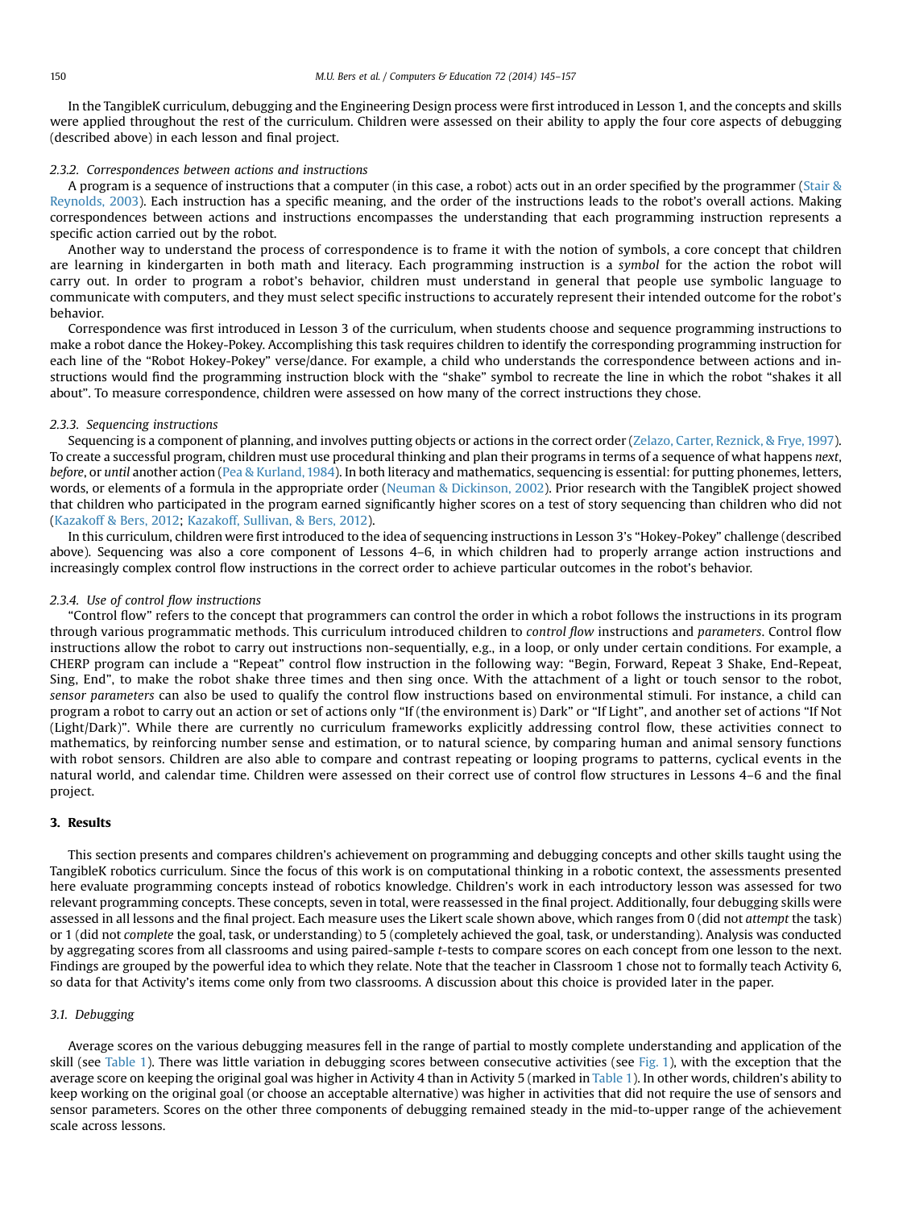In the TangibleK curriculum, debugging and the Engineering Design process were first introduced in Lesson 1, and the concepts and skills were applied throughout the rest of the curriculum. Children were assessed on their ability to apply the four core aspects of debugging (described above) in each lesson and final project.

#### 2.3.2. Correspondences between actions and instructions

A program is a sequence of instructions that a computer (in this case, a robot) acts out in an order specified by the programmer (Stair & Reynolds, 2003). Each instruction has a specific meaning, and the order of the instructions leads to the robot's overall actions. Making correspondences between actions and instructions encompasses the understanding that each programming instruction represents a specific action carried out by the robot.

Another way to understand the process of correspondence is to frame it with the notion of symbols, a core concept that children are learning in kindergarten in both math and literacy. Each programming instruction is a *symbol* for the action the robot will carry out. In order to program a robot's behavior, children must understand in general that people use symbolic language to communicate with computers, and they must select specific instructions to accurately represent their intended outcome for the robot's behavior.

Correspondence was first introduced in Lesson 3 of the curriculum, when students choose and sequence programming instructions to make a robot dance the Hokey-Pokey. Accomplishing this task requires children to identify the corresponding programming instruction for each line of the "Robot Hokey-Pokey" verse/dance. For example, a child who understands the correspondence between actions and instructions would find the programming instruction block with the "shake" symbol to recreate the line in which the robot "shakes it all about". To measure correspondence, children were assessed on how many of the correct instructions they chose.

#### 2.3.3. Sequencing instructions

Sequencing is a component of planning, and involves putting objects or actions in the correct order (Zelazo, Carter, Reznick, & Frye, 1997). To create a successful program, children must use procedural thinking and plan their programs in terms of a sequence of what happens *next*, *before*, or *until* another action (Pea & Kurland, 1984). In both literacy and mathematics, sequencing is essential: for putting phonemes, letters, words, or elements of a formula in the appropriate order (Neuman & Dickinson, 2002). Prior research with the TangibleK project showed that children who participated in the program earned significantly higher scores on a test of story sequencing than children who did not (Kazakoff & Bers, 2012; Kazakoff, Sullivan, & Bers, 2012).

In this curriculum, children were first introduced to the idea of sequencing instructions in Lesson 3's "Hokey-Pokey" challenge (described above). Sequencing was also a core component of Lessons 4–6, in which children had to properly arrange action instructions and increasingly complex control flow instructions in the correct order to achieve particular outcomes in the robot's behavior.

#### 2.3.4. Use of control flow instructions

"Control flow" refers to the concept that programmers can control the order in which a robot follows the instructions in its program through various programmatic methods. This curriculum introduced children to *control flow* instructions and *parameters*. Control flow instructions allow the robot to carry out instructions non-sequentially, e.g., in a loop, or only under certain conditions. For example, a CHERP program can include a "Repeat" control flow instruction in the following way: "Begin, Forward, Repeat 3 Shake, End-Repeat, Sing, End", to make the robot shake three times and then sing once. With the attachment of a light or touch sensor to the robot, *sensor parameters* can also be used to qualify the control flow instructions based on environmental stimuli. For instance, a child can program a robot to carry out an action or set of actions only "If (the environment is) Dark" or "If Light", and another set of actions "If Not (Light/Dark)". While there are currently no curriculum frameworks explicitly addressing control flow, these activities connect to mathematics, by reinforcing number sense and estimation, or to natural science, by comparing human and animal sensory functions with robot sensors. Children are also able to compare and contrast repeating or looping programs to patterns, cyclical events in the natural world, and calendar time. Children were assessed on their correct use of control flow structures in Lessons 4–6 and the final project.

## 3. Results

This section presents and compares children's achievement on programming and debugging concepts and other skills taught using the TangibleK robotics curriculum. Since the focus of this work is on computational thinking in a robotic context, the assessments presented here evaluate programming concepts instead of robotics knowledge. Children's work in each introductory lesson was assessed for two relevant programming concepts. These concepts, seven in total, were reassessed in the final project. Additionally, four debugging skills were assessed in all lessons and the final project. Each measure uses the Likert scale shown above, which ranges from 0 (did not *attempt* the task) or 1 (did not *complete* the goal, task, or understanding) to 5 (completely achieved the goal, task, or understanding). Analysis was conducted by aggregating scores from all classrooms and using paired-sample $t$-tests to compare scores on each concept from one lesson to the next. Findings are grouped by the powerful idea to which they relate. Note that the teacher in Classroom 1 chose not to formally teach Activity 6, so data for that Activity's items come only from two classrooms. A discussion about this choice is provided later in the paper.

### 3.1. Debugging

Average scores on the various debugging measures fell in the range of partial to mostly complete understanding and application of the skill (see Table 1). There was little variation in debugging scores between consecutive activities (see Fig. 1), with the exception that the average score on keeping the original goal was higher in Activity 4 than in Activity 5 (marked in Table 1). In other words, children's ability to keep working on the original goal (or choose an acceptable alternative) was higher in activities that did not require the use of sensors and sensor parameters. Scores on the other three components of debugging remained steady in the mid-to-upper range of the achievement scale across lessons.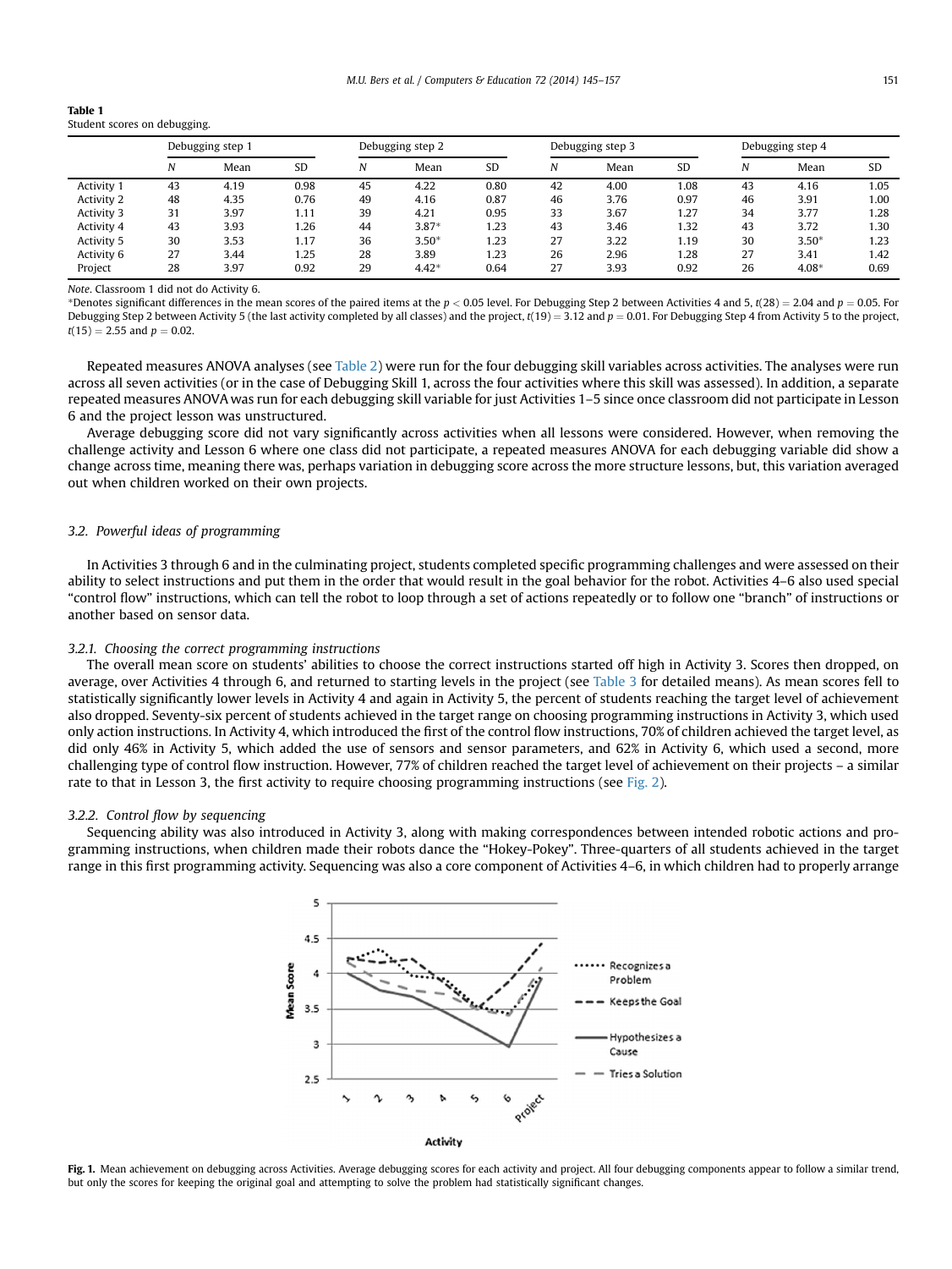**Table 1**
Student scores on debugging.

| | Debugging step 1 | | | Debugging step 2 | | | Debugging step 3 | | | Debugging step 4 | | |
|---|---|---|---|---|---|---|---|---|---|---|---|---|
| | *N* | Mean | SD | *N* | Mean | SD | *N* | Mean | SD | *N* | Mean | SD |
| Activity 1 | 43 | 4.19 | 0.98 | 45 | 4.22 | 0.80 | 42 | 4.00 | 1.08 | 43 | 4.16 | 1.05 |
| Activity 2 | 48 | 4.35 | 0.76 | 49 | 4.16 | 0.87 | 46 | 3.76 | 0.97 | 46 | 3.91 | 1.00 |
| Activity 3 | 31 | 3.97 | 1.11 | 39 | 4.21 | 0.95 | 33 | 3.67 | 1.27 | 34 | 3.77 | 1.28 |
| Activity 4 | 43 | 3.93 | 1.26 | 44 | 3.87* | 1.23 | 43 | 3.46 | 1.32 | 43 | 3.72 | 1.30 |
| Activity 5 | 30 | 3.53 | 1.17 | 36 | 3.50* | 1.23 | 27 | 3.22 | 1.19 | 30 | 3.50* | 1.23 |
| Activity 6 | 27 | 3.44 | 1.25 | 28 | 3.89 | 1.23 | 26 | 2.96 | 1.28 | 27 | 3.41 | 1.42 |
| Project | 28 | 3.97 | 0.92 | 29 | 4.42* | 0.64 | 27 | 3.93 | 0.92 | 26 | 4.08* | 0.69 |

*Note*. Classroom 1 did not do Activity 6.
*Denotes significant differences in the mean scores of the paired items at the $p < 0.05$ level. For Debugging Step 2 between Activities 4 and 5, $t(28) = 2.04$ and $p = 0.05$. For Debugging Step 2 between Activity 5 (the last activity completed by all classes) and the project, $t(19) = 3.12$ and $p = 0.01$. For Debugging Step 4 from Activity 5 to the project, $t(15) = 2.55$ and $p = 0.02$.

Repeated measures ANOVA analyses (see Table 2) were run for the four debugging skill variables across activities. The analyses were run across all seven activities (or in the case of Debugging Skill 1, across the four activities where this skill was assessed). In addition, a separate repeated measures ANOVA was run for each debugging skill variable for just Activities 1–5 since once classroom did not participate in Lesson 6 and the project lesson was unstructured.

Average debugging score did not vary significantly across activities when all lessons were considered. However, when removing the challenge activity and Lesson 6 where one class did not participate, a repeated measures ANOVA for each debugging variable did show a change across time, meaning there was, perhaps variation in debugging score across the more structure lessons, but, this variation averaged out when children worked on their own projects.

### 3.2. Powerful ideas of programming

In Activities 3 through 6 and in the culminating project, students completed specific programming challenges and were assessed on their ability to select instructions and put them in the order that would result in the goal behavior for the robot. Activities 4–6 also used special "control flow" instructions, which can tell the robot to loop through a set of actions repeatedly or to follow one "branch" of instructions or another based on sensor data.

#### 3.2.1. Choosing the correct programming instructions

The overall mean score on students' abilities to choose the correct instructions started off high in Activity 3. Scores then dropped, on average, over Activities 4 through 6, and returned to starting levels in the project (see Table 3 for detailed means). As mean scores fell to statistically significantly lower levels in Activity 4 and again in Activity 5, the percent of students reaching the target level of achievement also dropped. Seventy-six percent of students achieved in the target range on choosing programming instructions in Activity 3, which used only action instructions. In Activity 4, which introduced the first of the control flow instructions, 70% of children achieved the target level, as did only 46% in Activity 5, which added the use of sensors and sensor parameters, and 62% in Activity 6, which used a second, more challenging type of control flow instruction. However, 77% of children reached the target level of achievement on their projects – a similar rate to that in Lesson 3, the first activity to require choosing programming instructions (see Fig. 2).

#### 3.2.2. Control flow by sequencing

Sequencing ability was also introduced in Activity 3, along with making correspondences between intended robotic actions and programming instructions, when children made their robots dance the "Hokey-Pokey". Three-quarters of all students achieved in the target range in this first programming activity. Sequencing was also a core component of Activities 4–6, in which children had to properly arrange

**Fig. 1.** Mean achievement on debugging across Activities. Average debugging scores for each activity and project. All four debugging components appear to follow a similar trend, but only the scores for keeping the original goal and attempting to solve the problem had statistically significant changes.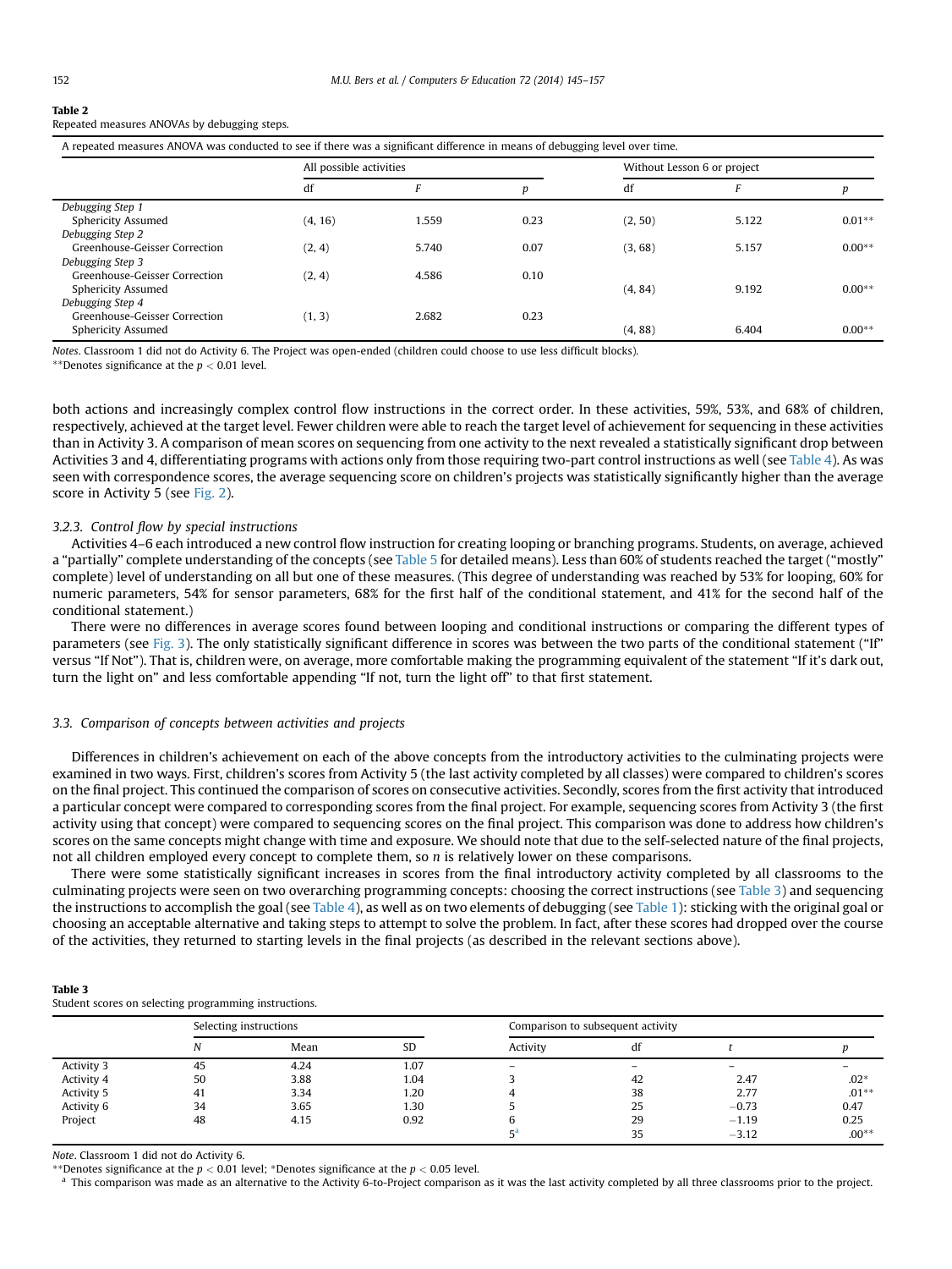**Table 2**
Repeated measures ANOVAs by debugging steps.

| A repeated measures ANOVA was conducted to see if there was a significant difference in means of debugging level over time. | | | | | | |
|---|---|---|---|---|---|---|
| | All possible activities | | | Without Lesson 6 or project | | |
| | df | *F* | *p* | df | *F* | *p* |
| *Debugging Step 1* | | | | | | |
| Sphericity Assumed | (4, 16) | 1.559 | 0.23 | (2, 50) | 5.122 | 0.01** |
| *Debugging Step 2* | | | | | | |
| Greenhouse-Geisser Correction | (2, 4) | 5.740 | 0.07 | (3, 68) | 5.157 | 0.00** |
| *Debugging Step 3* | | | | | | |
| Greenhouse-Geisser Correction | (2, 4) | 4.586 | 0.10 | | | |
| Sphericity Assumed | | | | (4, 84) | 9.192 | 0.00** |
| *Debugging Step 4* | | | | | | |
| Greenhouse-Geisser Correction | (1, 3) | 2.682 | 0.23 | | | |
| Sphericity Assumed | | | | (4, 88) | 6.404 | 0.00** |

*Notes*. Classroom 1 did not do Activity 6. The Project was open-ended (children could choose to use less difficult blocks).
**Denotes significance at the $p < 0.01$ level.

both actions and increasingly complex control flow instructions in the correct order. In these activities, 59%, 53%, and 68% of children, respectively, achieved at the target level. Fewer children were able to reach the target level of achievement for sequencing in these activities than in Activity 3. A comparison of mean scores on sequencing from one activity to the next revealed a statistically significant drop between Activities 3 and 4, differentiating programs with actions only from those requiring two-part control instructions as well (see Table 4). As was seen with correspondence scores, the average sequencing score on children's projects was statistically significantly higher than the average score in Activity 5 (see Fig. 2).

### 3.2.3. Control flow by special instructions

Activities 4–6 each introduced a new control flow instruction for creating looping or branching programs. Students, on average, achieved a "partially" complete understanding of the concepts (see Table 5 for detailed means). Less than 60% of students reached the target ("mostly" complete) level of understanding on all but one of these measures. (This degree of understanding was reached by 53% for looping, 60% for numeric parameters, 54% for sensor parameters, 68% for the first half of the conditional statement, and 41% for the second half of the conditional statement.)

There were no differences in average scores found between looping and conditional instructions or comparing the different types of parameters (see Fig. 3). The only statistically significant difference in scores was between the two parts of the conditional statement ("If" versus "If Not"). That is, children were, on average, more comfortable making the programming equivalent of the statement "If it's dark out, turn the light on" and less comfortable appending "If not, turn the light off" to that first statement.

## 3.3. Comparison of concepts between activities and projects

Differences in children's achievement on each of the above concepts from the introductory activities to the culminating projects were examined in two ways. First, children's scores from Activity 5 (the last activity completed by all classes) were compared to children's scores on the final project. This continued the comparison of scores on consecutive activities. Secondly, scores from the first activity that introduced a particular concept were compared to corresponding scores from the final project. For example, sequencing scores from Activity 3 (the first activity using that concept) were compared to sequencing scores on the final project. This comparison was done to address how children's scores on the same concepts might change with time and exposure. We should note that due to the self-selected nature of the final projects, not all children employed every concept to complete them, so *n* is relatively lower on these comparisons.

There were some statistically significant increases in scores from the final introductory activity completed by all classrooms to the culminating projects were seen on two overarching programming concepts: choosing the correct instructions (see Table 3) and sequencing the instructions to accomplish the goal (see Table 4), as well as on two elements of debugging (see Table 1): sticking with the original goal or choosing an acceptable alternative and taking steps to attempt to solve the problem. In fact, after these scores had dropped over the course of the activities, they returned to starting levels in the final projects (as described in the relevant sections above).

**Table 3**
Student scores on selecting programming instructions.

| | Selecting instructions | | | Comparison to subsequent activity | | | |
|---|---|---|---|---|---|---|---|
| | *N* | Mean | SD | Activity | df | *t* | *p* |
| Activity 3 | 45 | 4.24 | 1.07 | – | – | – | – |
| Activity 4 | 50 | 3.88 | 1.04 | 3 | 42 | 2.47 | .02* |
| Activity 5 | 41 | 3.34 | 1.20 | 4 | 38 | 2.77 | .01** |
| Activity 6 | 34 | 3.65 | 1.30 | 5 | 25 | −0.73 | 0.47 |
| Project | 48 | 4.15 | 0.92 | 6 | 29 | −1.19 | 0.25 |
| | | | | 5[a] | 35 | −3.12 | .00** |

*Note*. Classroom 1 did not do Activity 6.
**Denotes significance at the $p < 0.01$ level; *Denotes significance at the $p < 0.05$ level.
[a] This comparison was made as an alternative to the Activity 6-to-Project comparison as it was the last activity completed by all three classrooms prior to the project.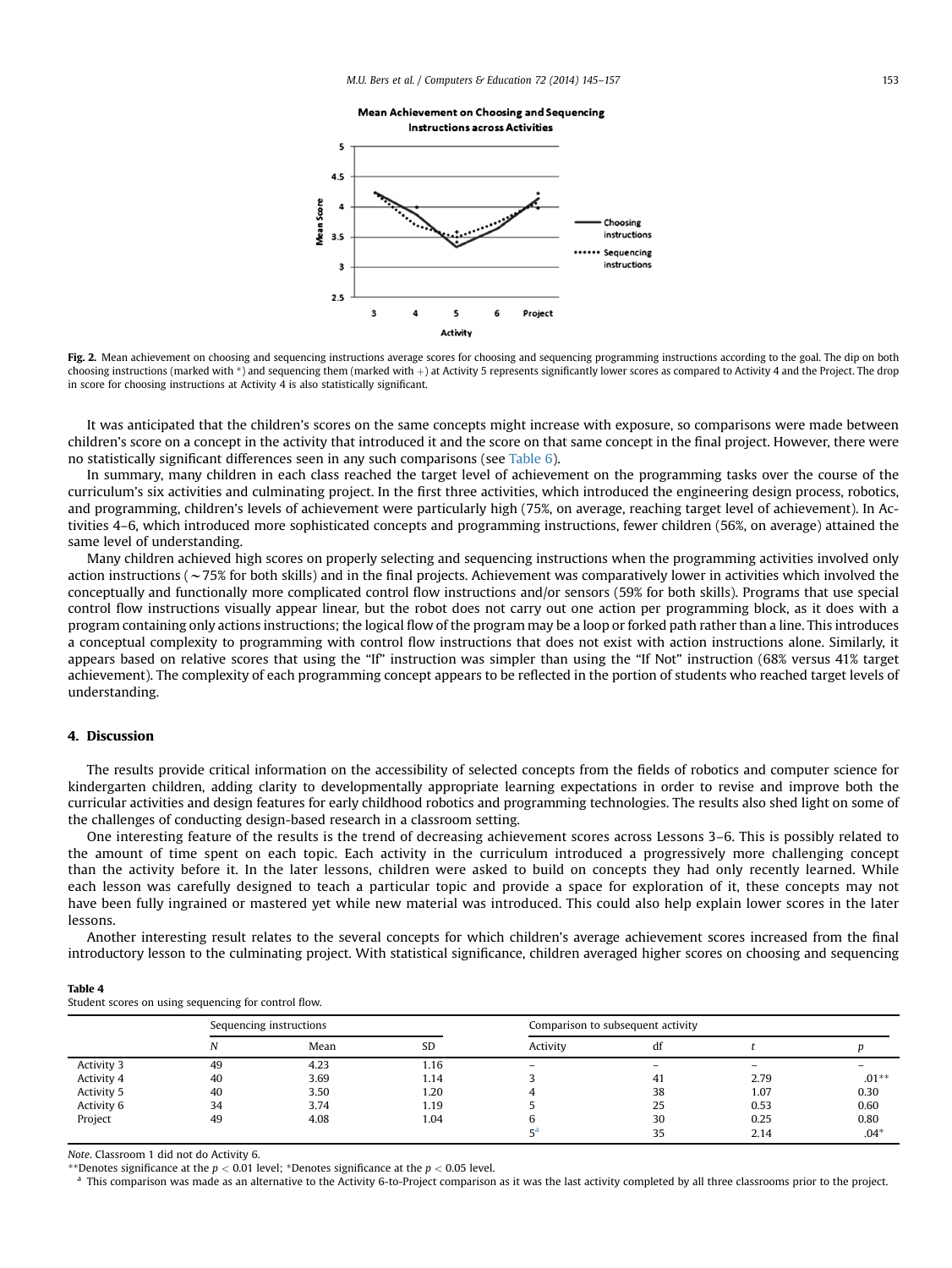Fig. 2. Mean achievement on choosing and sequencing instructions average scores for choosing and sequencing programming instructions according to the goal. The dip on both choosing instructions (marked with *) and sequencing them (marked with +) at Activity 5 represents significantly lower scores as compared to Activity 4 and the Project. The drop in score for choosing instructions at Activity 4 is also statistically significant.

It was anticipated that the children's scores on the same concepts might increase with exposure, so comparisons were made between children's score on a concept in the activity that introduced it and the score on that same concept in the final project. However, there were no statistically significant differences seen in any such comparisons (see Table 6).

In summary, many children in each class reached the target level of achievement on the programming tasks over the course of the curriculum's six activities and culminating project. In the first three activities, which introduced the engineering design process, robotics, and programming, children's levels of achievement were particularly high (75%, on average, reaching target level of achievement). In Activities 4–6, which introduced more sophisticated concepts and programming instructions, fewer children (56%, on average) attained the same level of understanding.

Many children achieved high scores on properly selecting and sequencing instructions when the programming activities involved only action instructions (~75% for both skills) and in the final projects. Achievement was comparatively lower in activities which involved the conceptually and functionally more complicated control flow instructions and/or sensors (59% for both skills). Programs that use special control flow instructions visually appear linear, but the robot does not carry out one action per programming block, as it does with a program containing only actions instructions; the logical flow of the program may be a loop or forked path rather than a line. This introduces a conceptual complexity to programming with control flow instructions that does not exist with action instructions alone. Similarly, it appears based on relative scores that using the "If" instruction was simpler than using the "If Not" instruction (68% versus 41% target achievement). The complexity of each programming concept appears to be reflected in the portion of students who reached target levels of understanding.

## 4. Discussion

The results provide critical information on the accessibility of selected concepts from the fields of robotics and computer science for kindergarten children, adding clarity to developmentally appropriate learning expectations in order to revise and improve both the curricular activities and design features for early childhood robotics and programming technologies. The results also shed light on some of the challenges of conducting design-based research in a classroom setting.

One interesting feature of the results is the trend of decreasing achievement scores across Lessons 3–6. This is possibly related to the amount of time spent on each topic. Each activity in the curriculum introduced a progressively more challenging concept than the activity before it. In the later lessons, children were asked to build on concepts they had only recently learned. While each lesson was carefully designed to teach a particular topic and provide a space for exploration of it, these concepts may not have been fully ingrained or mastered yet while new material was introduced. This could also help explain lower scores in the later lessons.

Another interesting result relates to the several concepts for which children's average achievement scores increased from the final introductory lesson to the culminating project. With statistical significance, children averaged higher scores on choosing and sequencing

**Table 4**
Student scores on using sequencing for control flow.

| | Sequencing instructions | | | Comparison to subsequent activity | | | |
|---|---|---|---|---|---|---|---|
| | *N* | Mean | SD | Activity | df | *t* | *p* |
| Activity 3 | 49 | 4.23 | 1.16 | – | – | – | – |
| Activity 4 | 40 | 3.69 | 1.14 | 3 | 41 | 2.79 | .01** |
| Activity 5 | 40 | 3.50 | 1.20 | 4 | 38 | 1.07 | 0.30 |
| Activity 6 | 34 | 3.74 | 1.19 | 5 | 25 | 0.53 | 0.60 |
| Project | 49 | 4.08 | 1.04 | 6 | 30 | 0.25 | 0.80 |
| | | | | 5[a] | 35 | 2.14 | .04* |

*Note*. Classroom 1 did not do Activity 6.
**Denotes significance at the $p < 0.01$ level; *Denotes significance at the $p < 0.05$ level.
[a] This comparison was made as an alternative to the Activity 6-to-Project comparison as it was the last activity completed by all three classrooms prior to the project.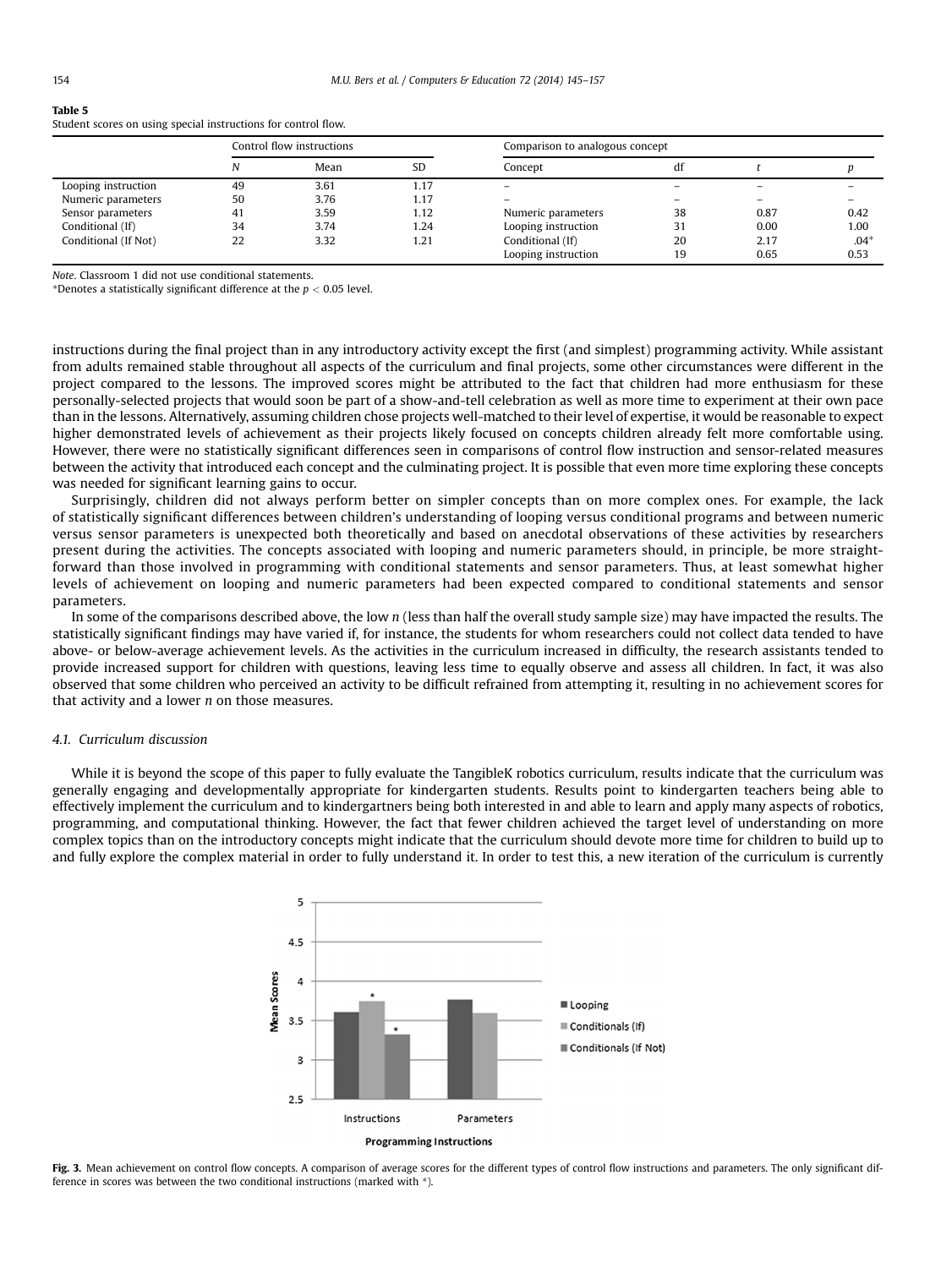**Table 5**
Student scores on using special instructions for control flow.

| | Control flow instructions | | | Comparison to analogous concept | | | |
|---|---|---|---|---|---|---|---|
| | N | Mean | SD | Concept | df | t | p |
| Looping instruction | 49 | 3.61 | 1.17 | – | – | – | – |
| Numeric parameters | 50 | 3.76 | 1.17 | – | – | – | – |
| Sensor parameters | 41 | 3.59 | 1.12 | Numeric parameters | 38 | 0.87 | 0.42 |
| Conditional (If) | 34 | 3.74 | 1.24 | Looping instruction | 31 | 0.00 | 1.00 |
| Conditional (If Not) | 22 | 3.32 | 1.21 | Conditional (If) | 20 | 2.17 | .04* |
| | | | | Looping instruction | 19 | 0.65 | 0.53 |

*Note*. Classroom 1 did not use conditional statements.
*Denotes a statistically significant difference at the $p < 0.05$ level.

instructions during the final project than in any introductory activity except the first (and simplest) programming activity. While assistant from adults remained stable throughout all aspects of the curriculum and final projects, some other circumstances were different in the project compared to the lessons. The improved scores might be attributed to the fact that children had more enthusiasm for these personally-selected projects that would soon be part of a show-and-tell celebration as well as more time to experiment at their own pace than in the lessons. Alternatively, assuming children chose projects well-matched to their level of expertise, it would be reasonable to expect higher demonstrated levels of achievement as their projects likely focused on concepts children already felt more comfortable using. However, there were no statistically significant differences seen in comparisons of control flow instruction and sensor-related measures between the activity that introduced each concept and the culminating project. It is possible that even more time exploring these concepts was needed for significant learning gains to occur.

Surprisingly, children did not always perform better on simpler concepts than on more complex ones. For example, the lack of statistically significant differences between children's understanding of looping versus conditional programs and between numeric versus sensor parameters is unexpected both theoretically and based on anecdotal observations of these activities by researchers present during the activities. The concepts associated with looping and numeric parameters should, in principle, be more straightforward than those involved in programming with conditional statements and sensor parameters. Thus, at least somewhat higher levels of achievement on looping and numeric parameters had been expected compared to conditional statements and sensor parameters.

In some of the comparisons described above, the low *n* (less than half the overall study sample size) may have impacted the results. The statistically significant findings may have varied if, for instance, the students for whom researchers could not collect data tended to have above- or below-average achievement levels. As the activities in the curriculum increased in difficulty, the research assistants tended to provide increased support for children with questions, leaving less time to equally observe and assess all children. In fact, it was also observed that some children who perceived an activity to be difficult refrained from attempting it, resulting in no achievement scores for that activity and a lower *n* on those measures.

### 4.1. Curriculum discussion

While it is beyond the scope of this paper to fully evaluate the TangibleK robotics curriculum, results indicate that the curriculum was generally engaging and developmentally appropriate for kindergarten students. Results point to kindergarten teachers being able to effectively implement the curriculum and to kindergartners being both interested in and able to learn and apply many aspects of robotics, programming, and computational thinking. However, the fact that fewer children achieved the target level of understanding on more complex topics than on the introductory concepts might indicate that the curriculum should devote more time for children to build up to and fully explore the complex material in order to fully understand it. In order to test this, a new iteration of the curriculum is currently

Mean Scores
5
4.5
4
3.5
3
2.5
Instructions
Parameters
Programming Instructions
Looping
Conditionals (If)
Conditionals (If Not)

**Fig. 3.** Mean achievement on control flow concepts. A comparison of average scores for the different types of control flow instructions and parameters. The only significant difference in scores was between the two conditional instructions (marked with *).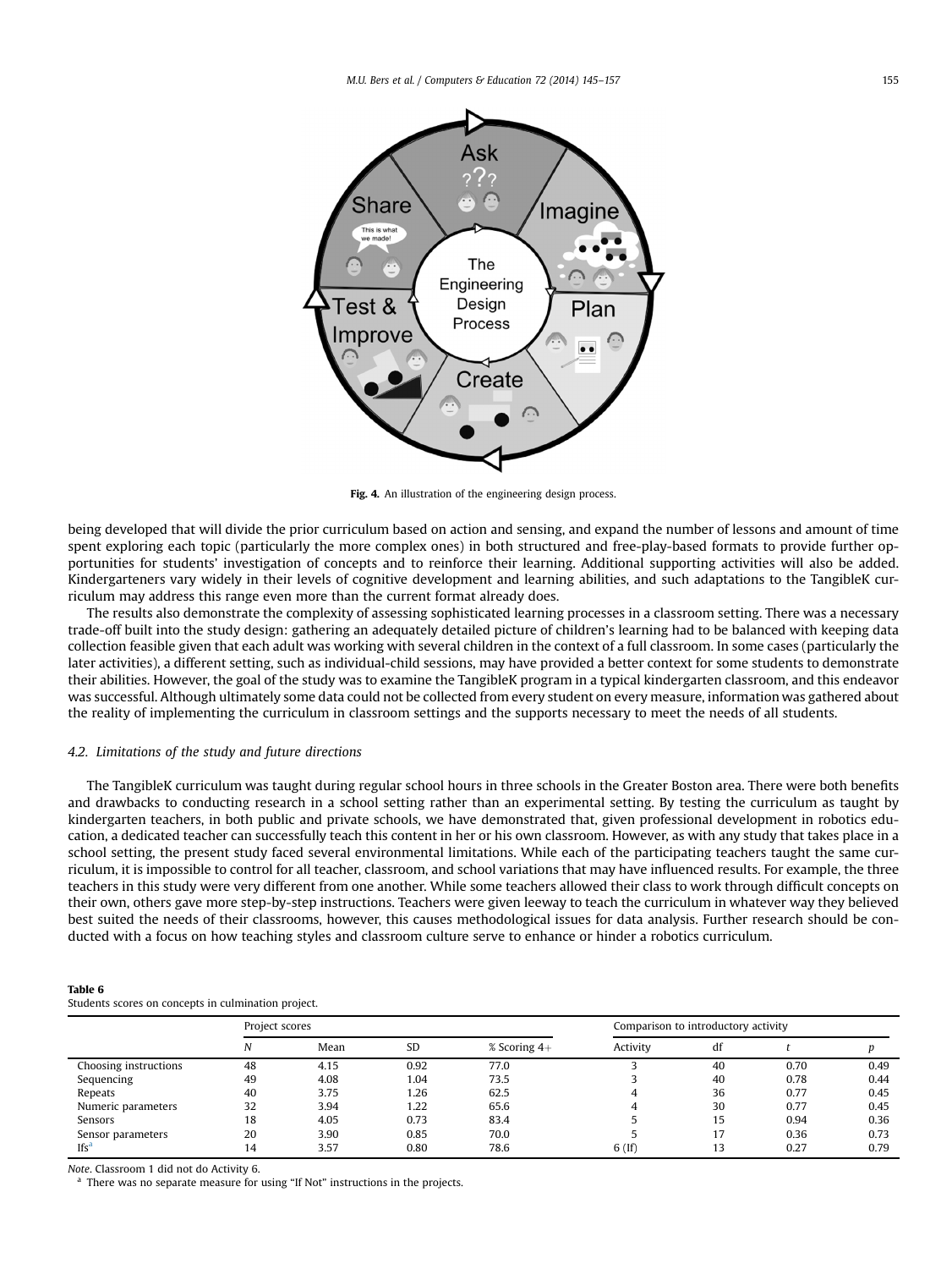Fig. 4. An illustration of the engineering design process.

being developed that will divide the prior curriculum based on action and sensing, and expand the number of lessons and amount of time spent exploring each topic (particularly the more complex ones) in both structured and free-play-based formats to provide further opportunities for students' investigation of concepts and to reinforce their learning. Additional supporting activities will also be added. Kindergarteners vary widely in their levels of cognitive development and learning abilities, and such adaptations to the TangibleK curriculum may address this range even more than the current format already does.

The results also demonstrate the complexity of assessing sophisticated learning processes in a classroom setting. There was a necessary trade-off built into the study design: gathering an adequately detailed picture of children's learning had to be balanced with keeping data collection feasible given that each adult was working with several children in the context of a full classroom. In some cases (particularly the later activities), a different setting, such as individual-child sessions, may have provided a better context for some students to demonstrate their abilities. However, the goal of the study was to examine the TangibleK program in a typical kindergarten classroom, and this endeavor was successful. Although ultimately some data could not be collected from every student on every measure, information was gathered about the reality of implementing the curriculum in classroom settings and the supports necessary to meet the needs of all students.

### 4.2. Limitations of the study and future directions

The TangibleK curriculum was taught during regular school hours in three schools in the Greater Boston area. There were both benefits and drawbacks to conducting research in a school setting rather than an experimental setting. By testing the curriculum as taught by kindergarten teachers, in both public and private schools, we have demonstrated that, given professional development in robotics education, a dedicated teacher can successfully teach this content in her or his own classroom. However, as with any study that takes place in a school setting, the present study faced several environmental limitations. While each of the participating teachers taught the same curriculum, it is impossible to control for all teacher, classroom, and school variations that may have influenced results. For example, the three teachers in this study were very different from one another. While some teachers allowed their class to work through difficult concepts on their own, others gave more step-by-step instructions. Teachers were given leeway to teach the curriculum in whatever way they believed best suited the needs of their classrooms, however, this causes methodological issues for data analysis. Further research should be conducted with a focus on how teaching styles and classroom culture serve to enhance or hinder a robotics curriculum.

**Table 6**
Students scores on concepts in culmination project.

| | Project scores | | | | Comparison to introductory activity | | | |
|---|---|---|---|---|---|---|---|---|
| | $N$ | Mean | SD | % Scoring 4+ | Activity | df | $t$ | $p$ |
| Choosing instructions | 48 | 4.15 | 0.92 | 77.0 | 3 | 40 | 0.70 | 0.49 |
| Sequencing | 49 | 4.08 | 1.04 | 73.5 | 3 | 40 | 0.78 | 0.44 |
| Repeats | 40 | 3.75 | 1.26 | 62.5 | 4 | 36 | 0.77 | 0.45 |
| Numeric parameters | 32 | 3.94 | 1.22 | 65.6 | 4 | 30 | 0.77 | 0.45 |
| Sensors | 18 | 4.05 | 0.73 | 83.4 | 5 | 15 | 0.94 | 0.36 |
| Sensor parameters | 20 | 3.90 | 0.85 | 70.0 | 5 | 17 | 0.36 | 0.73 |
| Ifs[a] | 14 | 3.57 | 0.80 | 78.6 | 6 (If) | 13 | 0.27 | 0.79 |

*Note*. Classroom 1 did not do Activity 6.
[a] There was no separate measure for using "If Not" instructions in the projects.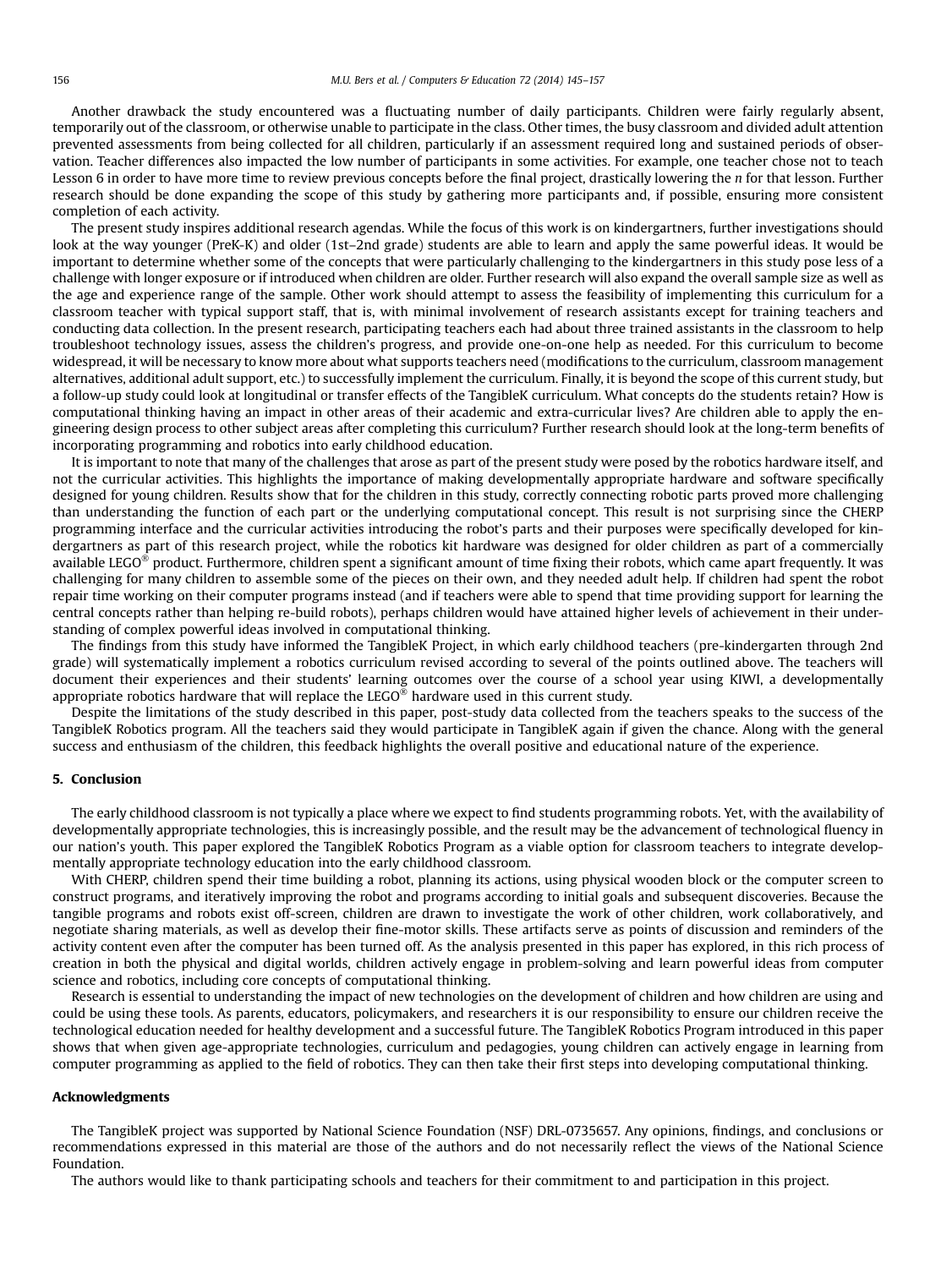Another drawback the study encountered was a fluctuating number of daily participants. Children were fairly regularly absent, temporarily out of the classroom, or otherwise unable to participate in the class. Other times, the busy classroom and divided adult attention prevented assessments from being collected for all children, particularly if an assessment required long and sustained periods of observation. Teacher differences also impacted the low number of participants in some activities. For example, one teacher chose not to teach Lesson 6 in order to have more time to review previous concepts before the final project, drastically lowering the *n* for that lesson. Further research should be done expanding the scope of this study by gathering more participants and, if possible, ensuring more consistent completion of each activity.

The present study inspires additional research agendas. While the focus of this work is on kindergartners, further investigations should look at the way younger (PreK-K) and older (1st–2nd grade) students are able to learn and apply the same powerful ideas. It would be important to determine whether some of the concepts that were particularly challenging to the kindergartners in this study pose less of a challenge with longer exposure or if introduced when children are older. Further research will also expand the overall sample size as well as the age and experience range of the sample. Other work should attempt to assess the feasibility of implementing this curriculum for a classroom teacher with typical support staff, that is, with minimal involvement of research assistants except for training teachers and conducting data collection. In the present research, participating teachers each had about three trained assistants in the classroom to help troubleshoot technology issues, assess the children's progress, and provide one-on-one help as needed. For this curriculum to become widespread, it will be necessary to know more about what supports teachers need (modifications to the curriculum, classroom management alternatives, additional adult support, etc.) to successfully implement the curriculum. Finally, it is beyond the scope of this current study, but a follow-up study could look at longitudinal or transfer effects of the TangibleK curriculum. What concepts do the students retain? How is computational thinking having an impact in other areas of their academic and extra-curricular lives? Are children able to apply the engineering design process to other subject areas after completing this curriculum? Further research should look at the long-term benefits of incorporating programming and robotics into early childhood education.

It is important to note that many of the challenges that arose as part of the present study were posed by the robotics hardware itself, and not the curricular activities. This highlights the importance of making developmentally appropriate hardware and software specifically designed for young children. Results show that for the children in this study, correctly connecting robotic parts proved more challenging than understanding the function of each part or the underlying computational concept. This result is not surprising since the CHERP programming interface and the curricular activities introducing the robot's parts and their purposes were specifically developed for kindergartners as part of this research project, while the robotics kit hardware was designed for older children as part of a commercially available LEGO® product. Furthermore, children spent a significant amount of time fixing their robots, which came apart frequently. It was challenging for many children to assemble some of the pieces on their own, and they needed adult help. If children had spent the robot repair time working on their computer programs instead (and if teachers were able to spend that time providing support for learning the central concepts rather than helping re-build robots), perhaps children would have attained higher levels of achievement in their understanding of complex powerful ideas involved in computational thinking.

The findings from this study have informed the TangibleK Project, in which early childhood teachers (pre-kindergarten through 2nd grade) will systematically implement a robotics curriculum revised according to several of the points outlined above. The teachers will document their experiences and their students' learning outcomes over the course of a school year using KIWI, a developmentally appropriate robotics hardware that will replace the LEGO® hardware used in this current study.

Despite the limitations of the study described in this paper, post-study data collected from the teachers speaks to the success of the TangibleK Robotics program. All the teachers said they would participate in TangibleK again if given the chance. Along with the general success and enthusiasm of the children, this feedback highlights the overall positive and educational nature of the experience.

## 5. Conclusion

The early childhood classroom is not typically a place where we expect to find students programming robots. Yet, with the availability of developmentally appropriate technologies, this is increasingly possible, and the result may be the advancement of technological fluency in our nation's youth. This paper explored the TangibleK Robotics Program as a viable option for classroom teachers to integrate developmentally appropriate technology education into the early childhood classroom.

With CHERP, children spend their time building a robot, planning its actions, using physical wooden block or the computer screen to construct programs, and iteratively improving the robot and programs according to initial goals and subsequent discoveries. Because the tangible programs and robots exist off-screen, children are drawn to investigate the work of other children, work collaboratively, and negotiate sharing materials, as well as develop their fine-motor skills. These artifacts serve as points of discussion and reminders of the activity content even after the computer has been turned off. As the analysis presented in this paper has explored, in this rich process of creation in both the physical and digital worlds, children actively engage in problem-solving and learn powerful ideas from computer science and robotics, including core concepts of computational thinking.

Research is essential to understanding the impact of new technologies on the development of children and how children are using and could be using these tools. As parents, educators, policymakers, and researchers it is our responsibility to ensure our children receive the technological education needed for healthy development and a successful future. The TangibleK Robotics Program introduced in this paper shows that when given age-appropriate technologies, curriculum and pedagogies, young children can actively engage in learning from computer programming as applied to the field of robotics. They can then take their first steps into developing computational thinking.

## Acknowledgments

The TangibleK project was supported by National Science Foundation (NSF) DRL-0735657. Any opinions, findings, and conclusions or recommendations expressed in this material are those of the authors and do not necessarily reflect the views of the National Science Foundation.

The authors would like to thank participating schools and teachers for their commitment to and participation in this project.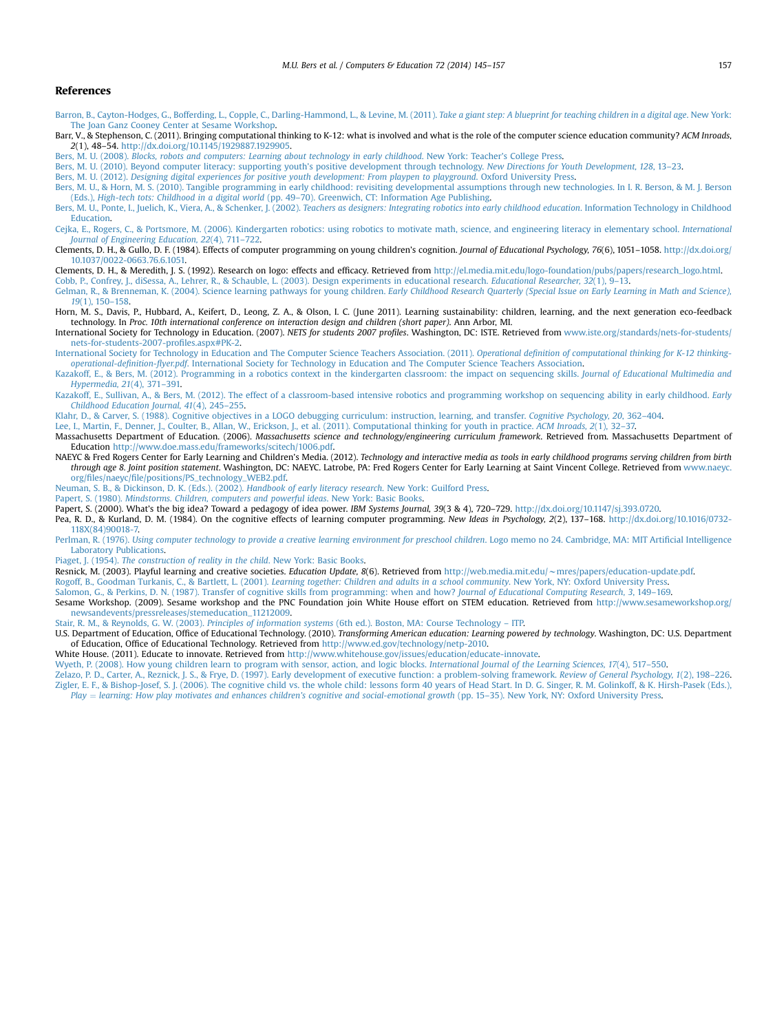## References

Barron, B., Cayton-Hodges, G., Bofferding, L., Copple, C., Darling-Hammond, L., & Levine, M. (2011). *Take a giant step: A blueprint for teaching children in a digital age*. New York: The Joan Ganz Cooney Center at Sesame Workshop.

Barr, V., & Stephenson, C. (2011). Bringing computational thinking to K-12: what is involved and what is the role of the computer science education community? *ACM Inroads, 2*(1), 48–54. http://dx.doi.org/10.1145/1929887.1929905.

Bers, M. U. (2008). *Blocks, robots and computers: Learning about technology in early childhood*. New York: Teacher's College Press.

Bers, M. U. (2010). Beyond computer literacy: supporting youth's positive development through technology. *New Directions for Youth Development, 128*, 13–23.

Bers, M. U. (2012). *Designing digital experiences for positive youth development: From playpen to playground*. Oxford University Press.

Bers, M. U., & Horn, M. S. (2010). Tangible programming in early childhood: revisiting developmental assumptions through new technologies. In I. R. Berson, & M. J. Berson (Eds.), *High-tech tots: Childhood in a digital world* (pp. 49–70). Greenwich, CT: Information Age Publishing.

Bers, M. U., Ponte, I., Juelich, K., Viera, A., & Schenker, J. (2002). *Teachers as designers: Integrating robotics into early childhood education*. Information Technology in Childhood Education.

Cejka, E., Rogers, C., & Portsmore, M. (2006). Kindergarten robotics: using robotics to motivate math, science, and engineering literacy in elementary school. *International Journal of Engineering Education, 22*(4), 711–722.

Clements, D. H., & Gullo, D. F. (1984). Effects of computer programming on young children's cognition. *Journal of Educational Psychology, 76*(6), 1051–1058. http://dx.doi.org/10.1037/0022-0663.76.6.1051.

Clements, D. H., & Meredith, J. S. (1992). Research on logo: effects and efficacy. Retrieved from http://el.media.mit.edu/logo-foundation/pubs/papers/research_logo.html.

Cobb, P., Confrey, J., diSessa, A., Lehrer, R., & Schauble, L. (2003). Design experiments in educational research. *Educational Researcher, 32*(1), 9–13.

Gelman, R., & Brenneman, K. (2004). Science learning pathways for young children. *Early Childhood Research Quarterly (Special Issue on Early Learning in Math and Science), 19*(1), 150–158.

Horn, M. S., Davis, P., Hubbard, A., Keifert, D., Leong, Z. A., & Olson, I. C. (June 2011). Learning sustainability: children, learning, and the next generation eco-feedback technology. In *Proc. 10th international conference on interaction design and children (short paper)*. Ann Arbor, MI.

International Society for Technology in Education. (2007). *NETS for students 2007 profiles*. Washington, DC: ISTE. Retrieved from www.iste.org/standards/nets-for-students/nets-for-students-2007-profiles.aspx#PK-2.

International Society for Technology in Education and The Computer Science Teachers Association. (2011). *Operational definition of computational thinking for K-12 thinking-operational-definition-flyer.pdf*. International Society for Technology in Education and The Computer Science Teachers Association.

Kazakoff, E., & Bers, M. (2012). Programming in a robotics context in the kindergarten classroom: the impact on sequencing skills. *Journal of Educational Multimedia and Hypermedia, 21*(4), 371–391.

Kazakoff, E., Sullivan, A., & Bers, M. (2012). The effect of a classroom-based intensive robotics and programming workshop on sequencing ability in early childhood. *Early Childhood Education Journal, 41*(4), 245–255.

Klahr, D., & Carver, S. (1988). Cognitive objectives in a LOGO debugging curriculum: instruction, learning, and transfer. *Cognitive Psychology, 20*, 362–404.

Lee, I., Martin, F., Denner, J., Coulter, B., Allan, W., Erickson, J., et al. (2011). Computational thinking for youth in practice. *ACM Inroads, 2*(1), 32–37.

Massachusetts Department of Education. (2006). *Massachusetts science and technology/engineering curriculum framework*. Retrieved from. Massachusetts Department of Education http://www.doe.mass.edu/frameworks/scitech/1006.pdf.

NAEYC & Fred Rogers Center for Early Learning and Children's Media. (2012). *Technology and interactive media as tools in early childhood programs serving children from birth through age 8. Joint position statement*. Washington, DC: NAEYC. Latrobe, PA: Fred Rogers Center for Early Learning at Saint Vincent College. Retrieved from www.naeyc.org/files/naeyc/file/positions/PS_technology_WEB2.pdf.

Neuman, S. B., & Dickinson, D. K. (Eds.). (2002). *Handbook of early literacy research*. New York: Guilford Press.

Papert, S. (1980). *Mindstorms. Children, computers and powerful ideas*. New York: Basic Books.

Papert, S. (2000). What's the big idea? Toward a pedagogy of idea power. *IBM Systems Journal, 39*(3 & 4), 720–729. http://dx.doi.org/10.1147/sj.393.0720.

Pea, R. D., & Kurland, D. M. (1984). On the cognitive effects of learning computer programming. *New Ideas in Psychology, 2*(2), 137–168. http://dx.doi.org/10.1016/0732-118X(84)90018-7.

Perlman, R. (1976). *Using computer technology to provide a creative learning environment for preschool children*. Logo memo no 24. Cambridge, MA: MIT Artificial Intelligence Laboratory Publications.

Piaget, J. (1954). *The construction of reality in the child*. New York: Basic Books.

Resnick, M. (2003). Playful learning and creative societies. *Education Update, 8*(6). Retrieved from http://web.media.mit.edu/~mres/papers/education-update.pdf.

Rogoff, B., Goodman Turkanis, C., & Bartlett, L. (2001). *Learning together: Children and adults in a school community*. New York, NY: Oxford University Press.

Salomon, G., & Perkins, D. N. (1987). Transfer of cognitive skills from programming: when and how? *Journal of Educational Computing Research, 3*, 149–169.

Sesame Workshop. (2009). Sesame workshop and the PNC Foundation join White House effort on STEM education. Retrieved from http://www.sesameworkshop.org/newsandevents/pressreleases/stemeducation_11212009.

Stair, R. M., & Reynolds, G. W. (2003). *Principles of information systems* (6th ed.). Boston, MA: Course Technology – ITP.

U.S. Department of Education, Office of Educational Technology. (2010). *Transforming American education: Learning powered by technology*. Washington, DC: U.S. Department of Education, Office of Educational Technology. Retrieved from http://www.ed.gov/technology/netp-2010.

White House. (2011). Educate to innovate. Retrieved from http://www.whitehouse.gov/issues/education/educate-innovate.

Wyeth, P. (2008). How young children learn to program with sensor, action, and logic blocks. *International Journal of the Learning Sciences, 17*(4), 517–550.

Zelazo, P. D., Carter, A., Reznick, J. S., & Frye, D. (1997). Early development of executive function: a problem-solving framework. *Review of General Psychology, 1*(2), 198–226.

Zigler, E. F., & Bishop-Josef, S. J. (2006). The cognitive child vs. the whole child: lessons form 40 years of Head Start. In D. G. Singer, R. M. Golinkoff, & K. Hirsh-Pasek (Eds.), *Play = learning: How play motivates and enhances children's cognitive and social-emotional growth* (pp. 15–35). New York, NY: Oxford University Press.